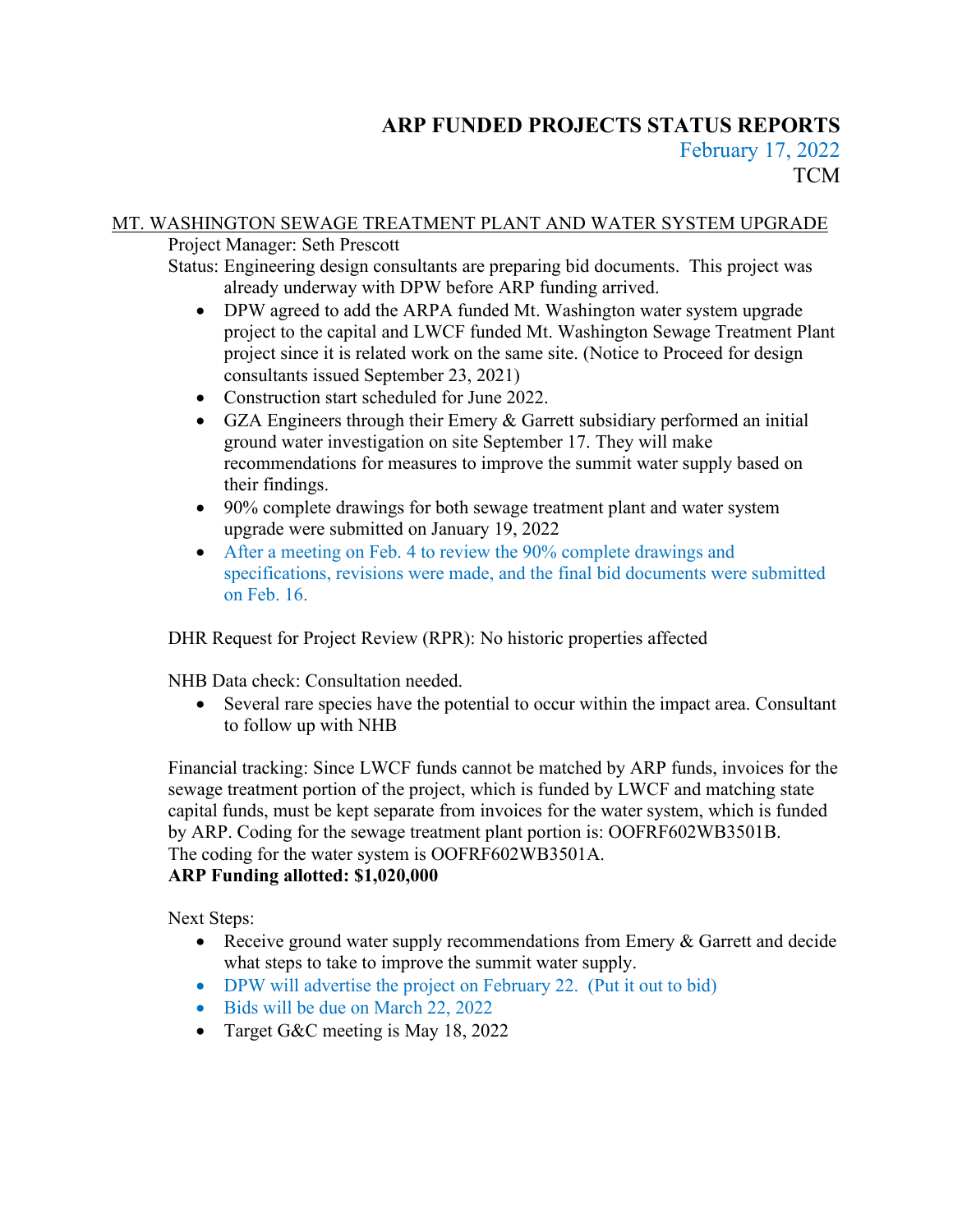# ARP FUNDED PROJECTS STATUS REPORTS

February 17, 2022

TCM

## MT. WASHINGTON SEWAGE TREATMENT PLANT AND WATER SYSTEM UPGRADE

Project Manager: Seth Prescott

Status: Engineering design consultants are preparing bid documents. This project was already underway with DPW before ARP funding arrived.

- DPW agreed to add the ARPA funded Mt. Washington water system upgrade project to the capital and LWCF funded Mt. Washington Sewage Treatment Plant project since it is related work on the same site. (Notice to Proceed for design consultants issued September 23, 2021)
- Construction start scheduled for June 2022.
- GZA Engineers through their Emery & Garrett subsidiary performed an initial ground water investigation on site September 17. They will make recommendations for measures to improve the summit water supply based on their findings.
- 90% complete drawings for both sewage treatment plant and water system upgrade were submitted on January 19, 2022
- After a meeting on Feb. 4 to review the 90% complete drawings and specifications, revisions were made, and the final bid documents were submitted on Feb. 16.

DHR Request for Project Review (RPR): No historic properties affected

NHB Data check: Consultation needed.

- Several rare species have the potential to occur within the impact area. Consultant to follow up with NHB

Financial tracking: Since LWCF funds cannot be matched by ARP funds, invoices for the sewage treatment portion of the project, which is funded by LWCF and matching state capital funds, must be kept separate from invoices for the water system, which is funded by ARP. Coding for the sewage treatment plant portion is: OOFRF602WB3501B.
The coding for the water system is OOFRF602WB3501A.

**ARP Funding allotted: $1,020,000**

Next Steps:

- Receive ground water supply recommendations from Emery & Garrett and decide what steps to take to improve the summit water supply.
- DPW will advertise the project on February 22. (Put it out to bid)
- Bids will be due on March 22, 2022
- Target G&C meeting is May 18, 2022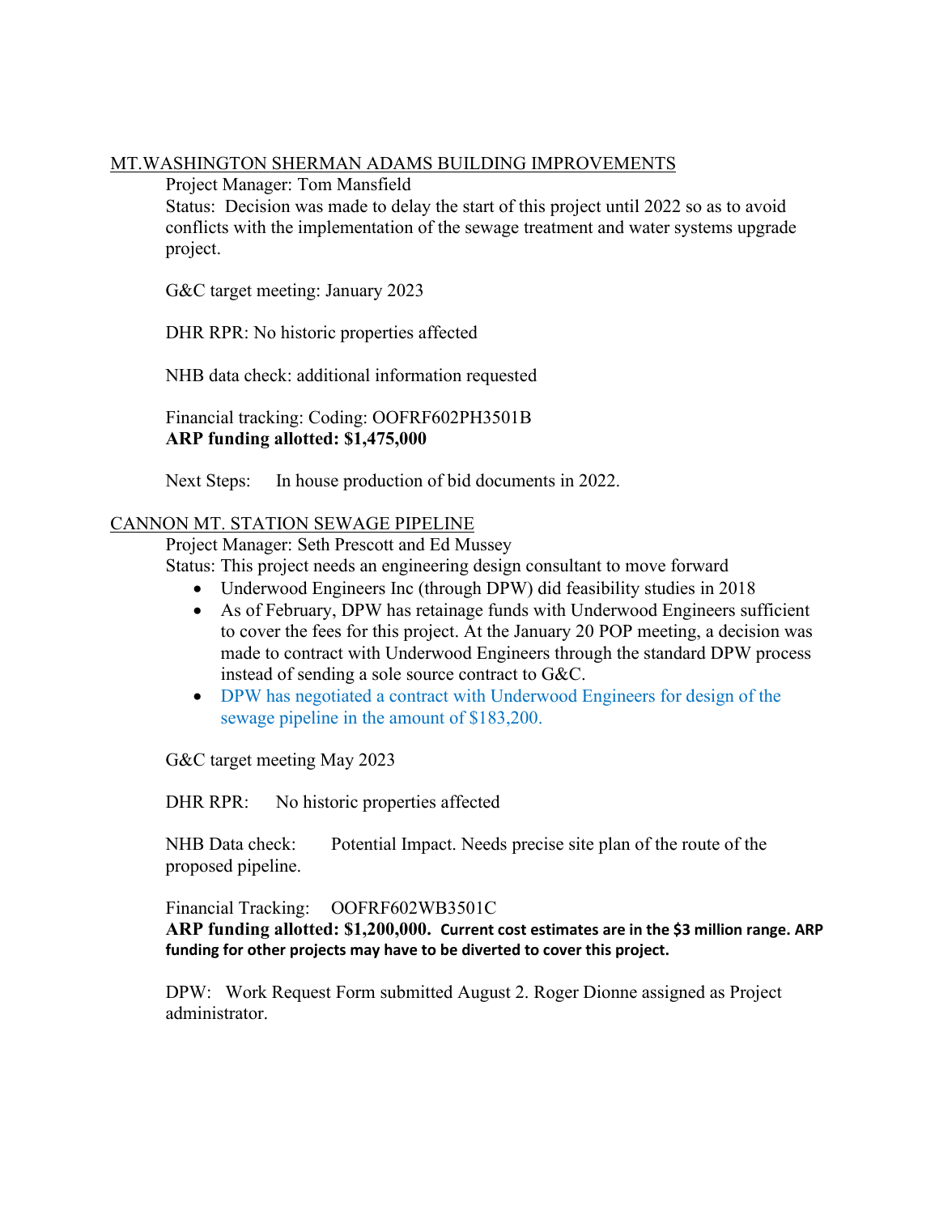## MT.WASHINGTON SHERMAN ADAMS BUILDING IMPROVEMENTS

Project Manager: Tom Mansfield

Status: Decision was made to delay the start of this project until 2022 so as to avoid conflicts with the implementation of the sewage treatment and water systems upgrade project.

G&C target meeting: January 2023

DHR RPR: No historic properties affected

NHB data check: additional information requested

Financial tracking: Coding: OOFRF602PH3501B
**ARP funding allotted: $1,475,000**

Next Steps: In house production of bid documents in 2022.

## CANNON MT. STATION SEWAGE PIPELINE

Project Manager: Seth Prescott and Ed Mussey

Status: This project needs an engineering design consultant to move forward

- Underwood Engineers Inc (through DPW) did feasibility studies in 2018
- As of February, DPW has retainage funds with Underwood Engineers sufficient to cover the fees for this project. At the January 20 POP meeting, a decision was made to contract with Underwood Engineers through the standard DPW process instead of sending a sole source contract to G&C.
- DPW has negotiated a contract with Underwood Engineers for design of the sewage pipeline in the amount of $183,200.

G&C target meeting May 2023

DHR RPR: No historic properties affected

NHB Data check: Potential Impact. Needs precise site plan of the route of the proposed pipeline.

Financial Tracking: OOFRF602WB3501C
**ARP funding allotted: $1,200,000. Current cost estimates are in the $3 million range. ARP funding for other projects may have to be diverted to cover this project.**

DPW: Work Request Form submitted August 2. Roger Dionne assigned as Project administrator.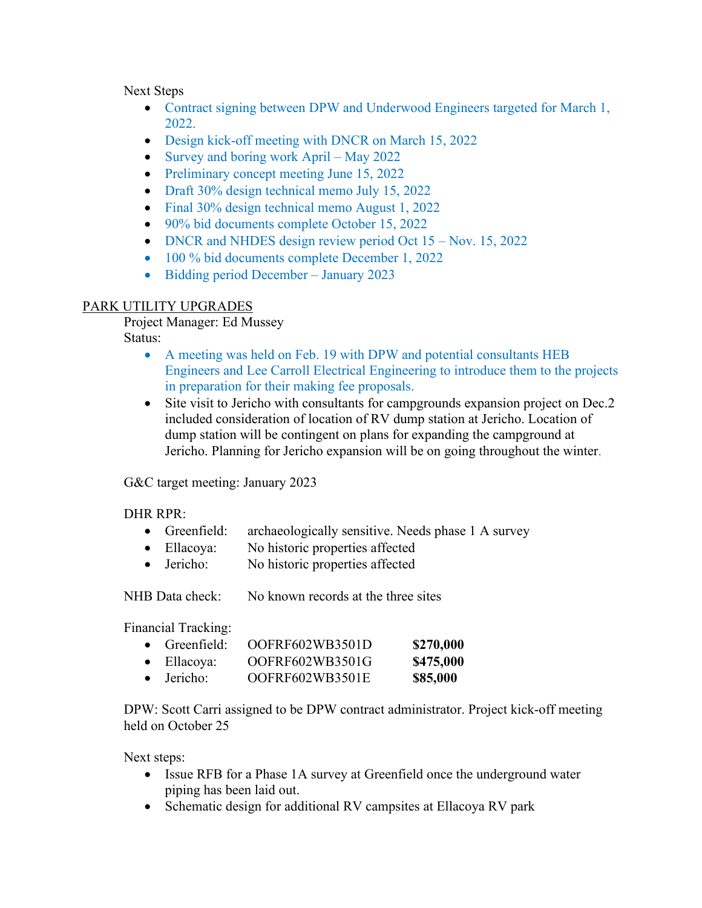Next Steps

- Contract signing between DPW and Underwood Engineers targeted for March 1, 2022.
- Design kick-off meeting with DNCR on March 15, 2022
- Survey and boring work April – May 2022
- Preliminary concept meeting June 15, 2022
- Draft 30% design technical memo July 15, 2022
- Final 30% design technical memo August 1, 2022
- 90% bid documents complete October 15, 2022
- DNCR and NHDES design review period Oct 15 – Nov. 15, 2022
- 100 % bid documents complete December 1, 2022
- Bidding period December – January 2023

PARK UTILITY UPGRADES

Project Manager: Ed Mussey

Status:

- A meeting was held on Feb. 19 with DPW and potential consultants HEB Engineers and Lee Carroll Electrical Engineering to introduce them to the projects in preparation for their making fee proposals.
- Site visit to Jericho with consultants for campgrounds expansion project on Dec.2 included consideration of location of RV dump station at Jericho. Location of dump station will be contingent on plans for expanding the campground at Jericho. Planning for Jericho expansion will be on going throughout the winter.

G&C target meeting: January 2023

DHR RPR:

- Greenfield: archaeologically sensitive. Needs phase 1 A survey
- Ellacoya: No historic properties affected
- Jericho: No historic properties affected

NHB Data check: No known records at the three sites

Financial Tracking:

- Greenfield: OOFRF602WB3501D **$270,000**
- Ellacoya: OOFRF602WB3501G **$475,000**
- Jericho: OOFRF602WB3501E **$85,000**

DPW: Scott Carri assigned to be DPW contract administrator. Project kick-off meeting held on October 25

Next steps:

- Issue RFB for a Phase 1A survey at Greenfield once the underground water piping has been laid out.
- Schematic design for additional RV campsites at Ellacoya RV park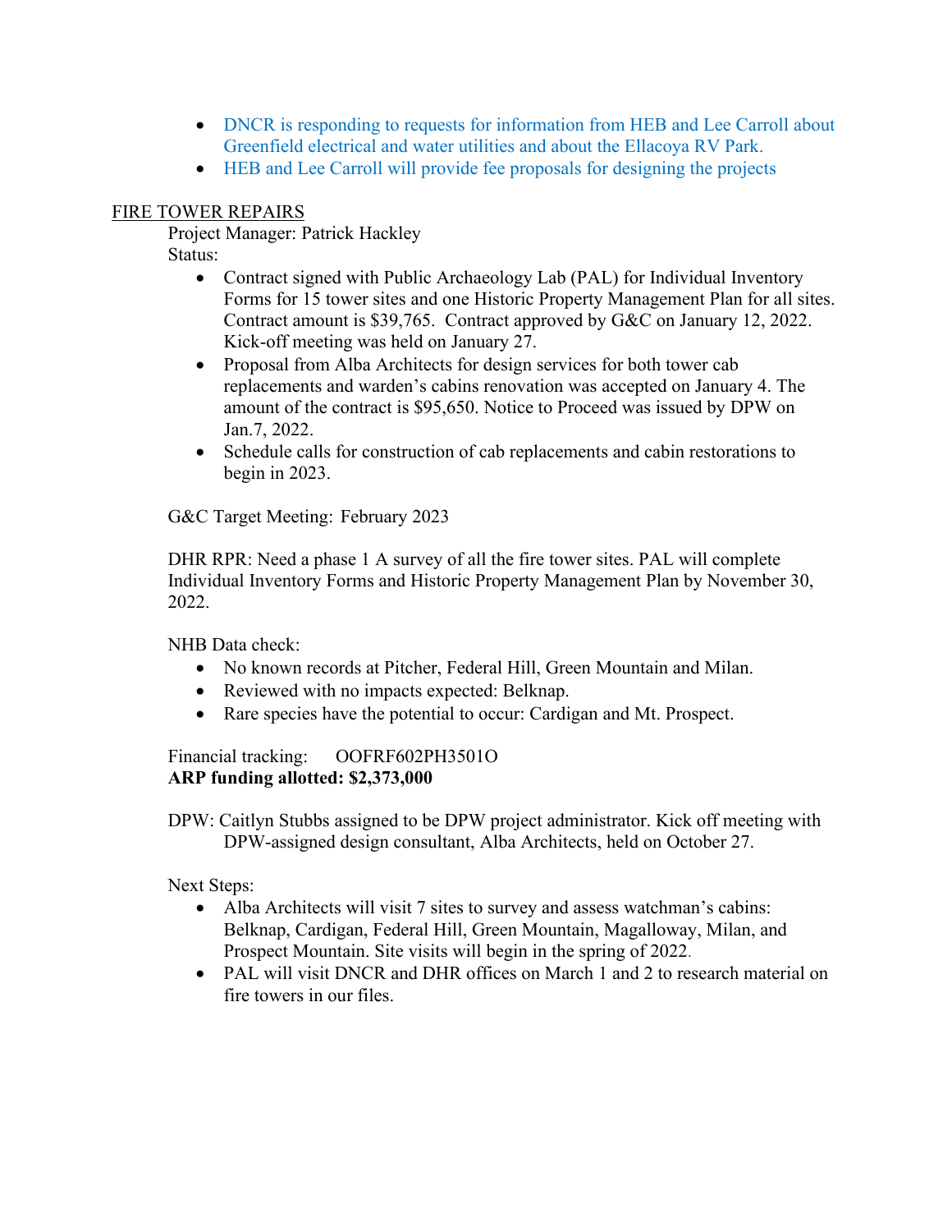- DNCR is responding to requests for information from HEB and Lee Carroll about Greenfield electrical and water utilities and about the Ellacoya RV Park.
- HEB and Lee Carroll will provide fee proposals for designing the projects

FIRE TOWER REPAIRS

Project Manager: Patrick Hackley

Status:

- Contract signed with Public Archaeology Lab (PAL) for Individual Inventory Forms for 15 tower sites and one Historic Property Management Plan for all sites. Contract amount is $39,765. Contract approved by G&C on January 12, 2022. Kick-off meeting was held on January 27.
- Proposal from Alba Architects for design services for both tower cab replacements and warden's cabins renovation was accepted on January 4. The amount of the contract is $95,650. Notice to Proceed was issued by DPW on Jan.7, 2022.
- Schedule calls for construction of cab replacements and cabin restorations to begin in 2023.

G&C Target Meeting: February 2023

DHR RPR: Need a phase 1 A survey of all the fire tower sites. PAL will complete Individual Inventory Forms and Historic Property Management Plan by November 30, 2022.

NHB Data check:

- No known records at Pitcher, Federal Hill, Green Mountain and Milan.
- Reviewed with no impacts expected: Belknap.
- Rare species have the potential to occur: Cardigan and Mt. Prospect.

Financial tracking: OOFRF602PH3501O

**ARP funding allotted: $2,373,000**

DPW: Caitlyn Stubbs assigned to be DPW project administrator. Kick off meeting with DPW-assigned design consultant, Alba Architects, held on October 27.

Next Steps:

- Alba Architects will visit 7 sites to survey and assess watchman's cabins: Belknap, Cardigan, Federal Hill, Green Mountain, Magalloway, Milan, and Prospect Mountain. Site visits will begin in the spring of 2022.
- PAL will visit DNCR and DHR offices on March 1 and 2 to research material on fire towers in our files.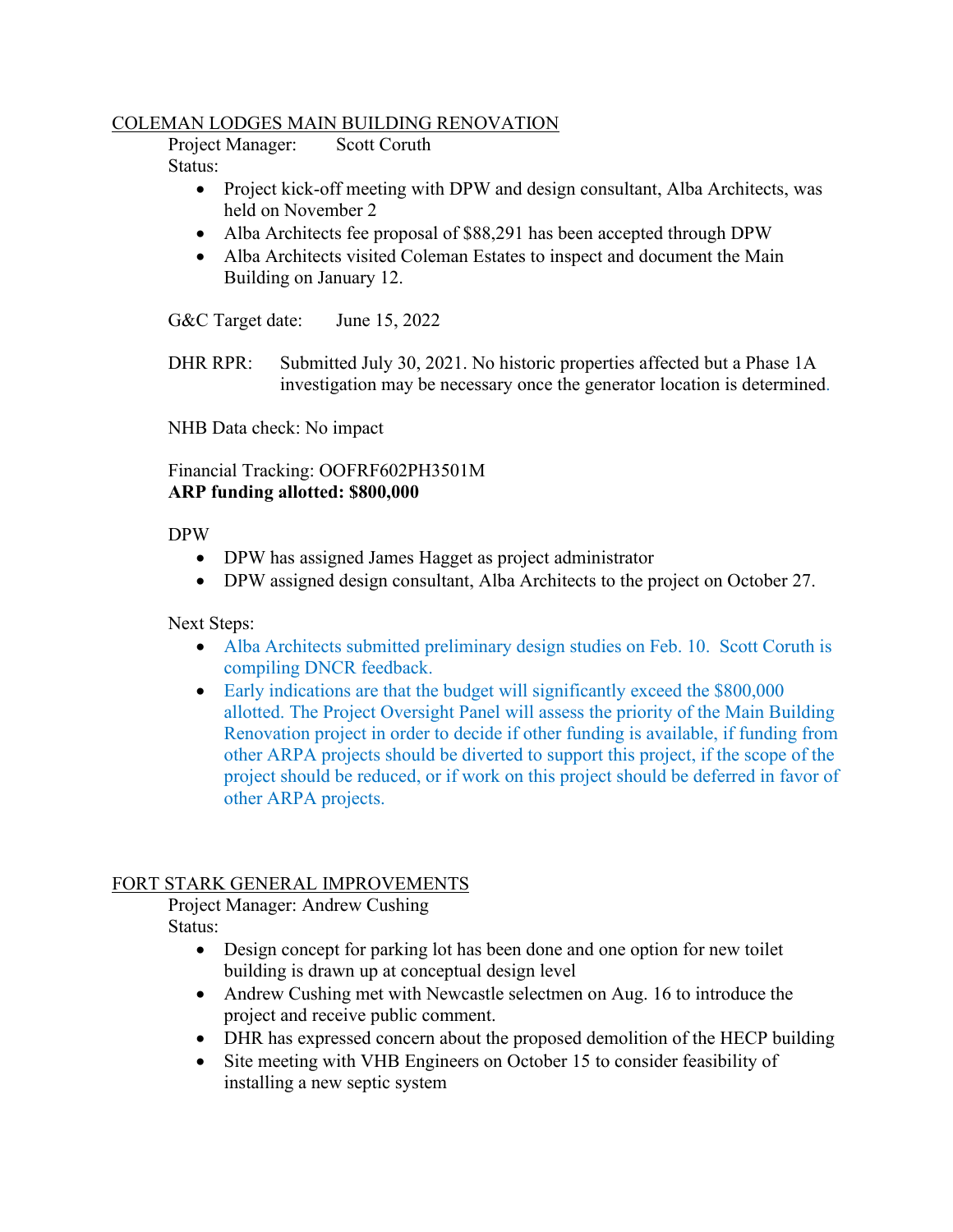## COLEMAN LODGES MAIN BUILDING RENOVATION

Project Manager: Scott Coruth

Status:

- Project kick-off meeting with DPW and design consultant, Alba Architects, was held on November 2
- Alba Architects fee proposal of $88,291 has been accepted through DPW
- Alba Architects visited Coleman Estates to inspect and document the Main Building on January 12.

G&C Target date: June 15, 2022

DHR RPR: Submitted July 30, 2021. No historic properties affected but a Phase 1A investigation may be necessary once the generator location is determined.

NHB Data check: No impact

Financial Tracking: OOFRF602PH3501M
**ARP funding allotted: $800,000**

DPW

- DPW has assigned James Hagget as project administrator
- DPW assigned design consultant, Alba Architects to the project on October 27.

Next Steps:

- Alba Architects submitted preliminary design studies on Feb. 10. Scott Coruth is compiling DNCR feedback.
- Early indications are that the budget will significantly exceed the $800,000 allotted. The Project Oversight Panel will assess the priority of the Main Building Renovation project in order to decide if other funding is available, if funding from other ARPA projects should be diverted to support this project, if the scope of the project should be reduced, or if work on this project should be deferred in favor of other ARPA projects.

## FORT STARK GENERAL IMPROVEMENTS

Project Manager: Andrew Cushing

Status:

- Design concept for parking lot has been done and one option for new toilet building is drawn up at conceptual design level
- Andrew Cushing met with Newcastle selectmen on Aug. 16 to introduce the project and receive public comment.
- DHR has expressed concern about the proposed demolition of the HECP building
- Site meeting with VHB Engineers on October 15 to consider feasibility of installing a new septic system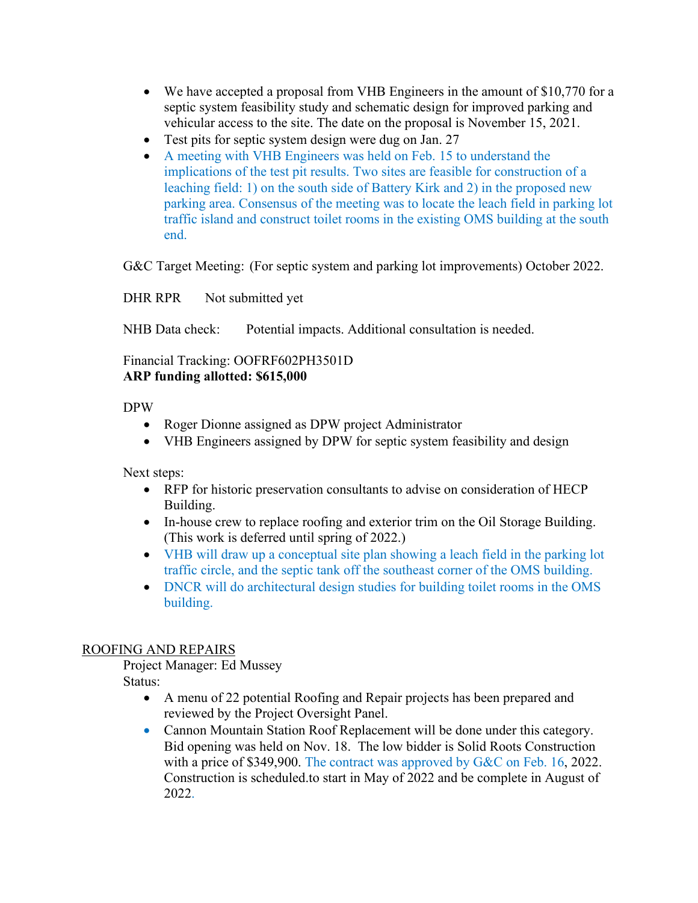- We have accepted a proposal from VHB Engineers in the amount of $10,770 for a septic system feasibility study and schematic design for improved parking and vehicular access to the site. The date on the proposal is November 15, 2021.
- Test pits for septic system design were dug on Jan. 27
- A meeting with VHB Engineers was held on Feb. 15 to understand the implications of the test pit results. Two sites are feasible for construction of a leaching field: 1) on the south side of Battery Kirk and 2) in the proposed new parking area. Consensus of the meeting was to locate the leach field in parking lot traffic island and construct toilet rooms in the existing OMS building at the south end.

G&C Target Meeting: (For septic system and parking lot improvements) October 2022.

DHR RPR Not submitted yet

NHB Data check: Potential impacts. Additional consultation is needed.

Financial Tracking: OOFRF602PH3501D
**ARP funding allotted: $615,000**

DPW

- Roger Dionne assigned as DPW project Administrator
- VHB Engineers assigned by DPW for septic system feasibility and design

Next steps:

- RFP for historic preservation consultants to advise on consideration of HECP Building.
- In-house crew to replace roofing and exterior trim on the Oil Storage Building. (This work is deferred until spring of 2022.)
- VHB will draw up a conceptual site plan showing a leach field in the parking lot traffic circle, and the septic tank off the southeast corner of the OMS building.
- DNCR will do architectural design studies for building toilet rooms in the OMS building.

## ROOFING AND REPAIRS

Project Manager: Ed Mussey
Status:

- A menu of 22 potential Roofing and Repair projects has been prepared and reviewed by the Project Oversight Panel.
- Cannon Mountain Station Roof Replacement will be done under this category. Bid opening was held on Nov. 18. The low bidder is Solid Roots Construction with a price of $349,900. The contract was approved by G&C on Feb. 16, 2022. Construction is scheduled.to start in May of 2022 and be complete in August of 2022.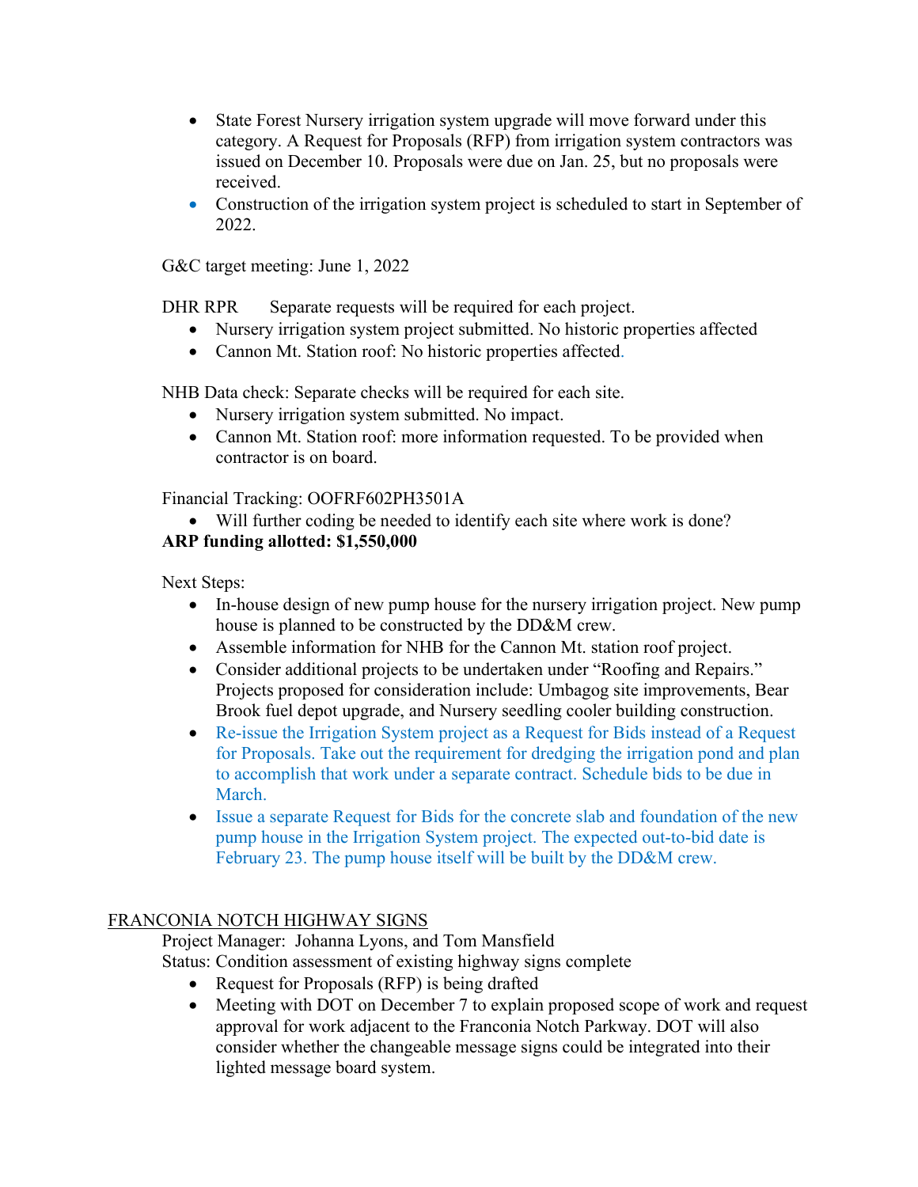- State Forest Nursery irrigation system upgrade will move forward under this category. A Request for Proposals (RFP) from irrigation system contractors was issued on December 10. Proposals were due on Jan. 25, but no proposals were received.
- Construction of the irrigation system project is scheduled to start in September of 2022.

G&C target meeting: June 1, 2022

DHR RPR   Separate requests will be required for each project.

- Nursery irrigation system project submitted. No historic properties affected
- Cannon Mt. Station roof: No historic properties affected.

NHB Data check: Separate checks will be required for each site.

- Nursery irrigation system submitted. No impact.
- Cannon Mt. Station roof: more information requested. To be provided when contractor is on board.

Financial Tracking: OOFRF602PH3501A

- Will further coding be needed to identify each site where work is done?

**ARP funding allotted: $1,550,000**

Next Steps:

- In-house design of new pump house for the nursery irrigation project. New pump house is planned to be constructed by the DD&M crew.
- Assemble information for NHB for the Cannon Mt. station roof project.
- Consider additional projects to be undertaken under "Roofing and Repairs." Projects proposed for consideration include: Umbagog site improvements, Bear Brook fuel depot upgrade, and Nursery seedling cooler building construction.
- Re-issue the Irrigation System project as a Request for Bids instead of a Request for Proposals. Take out the requirement for dredging the irrigation pond and plan to accomplish that work under a separate contract. Schedule bids to be due in March.
- Issue a separate Request for Bids for the concrete slab and foundation of the new pump house in the Irrigation System project. The expected out-to-bid date is February 23. The pump house itself will be built by the DD&M crew.

## FRANCONIA NOTCH HIGHWAY SIGNS

Project Manager: Johanna Lyons, and Tom Mansfield

Status: Condition assessment of existing highway signs complete

- Request for Proposals (RFP) is being drafted
- Meeting with DOT on December 7 to explain proposed scope of work and request approval for work adjacent to the Franconia Notch Parkway. DOT will also consider whether the changeable message signs could be integrated into their lighted message board system.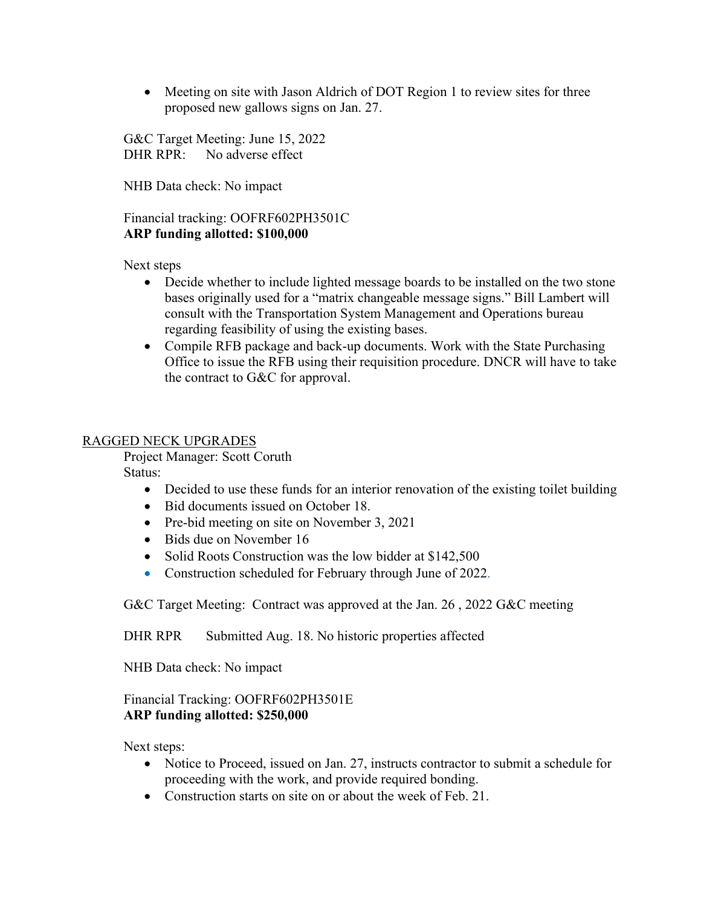- Meeting on site with Jason Aldrich of DOT Region 1 to review sites for three proposed new gallows signs on Jan. 27.

G&C Target Meeting: June 15, 2022
DHR RPR: No adverse effect

NHB Data check: No impact

Financial tracking: OOFRF602PH3501C
**ARP funding allotted: $100,000**

Next steps

- Decide whether to include lighted message boards to be installed on the two stone bases originally used for a "matrix changeable message signs." Bill Lambert will consult with the Transportation System Management and Operations bureau regarding feasibility of using the existing bases.
- Compile RFB package and back-up documents. Work with the State Purchasing Office to issue the RFB using their requisition procedure. DNCR will have to take the contract to G&C for approval.

<u>RAGGED NECK UPGRADES</u>

Project Manager: Scott Coruth
Status:

- Decided to use these funds for an interior renovation of the existing toilet building
- Bid documents issued on October 18.
- Pre-bid meeting on site on November 3, 2021
- Bids due on November 16
- Solid Roots Construction was the low bidder at $142,500
- Construction scheduled for February through June of 2022.

G&C Target Meeting: Contract was approved at the Jan. 26 , 2022 G&C meeting

DHR RPR Submitted Aug. 18. No historic properties affected

NHB Data check: No impact

Financial Tracking: OOFRF602PH3501E
**ARP funding allotted: $250,000**

Next steps:

- Notice to Proceed, issued on Jan. 27, instructs contractor to submit a schedule for proceeding with the work, and provide required bonding.
- Construction starts on site on or about the week of Feb. 21.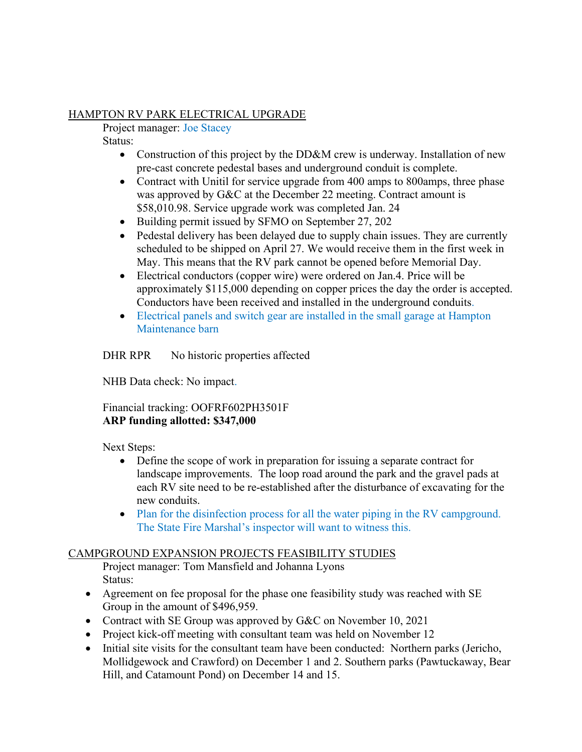## HAMPTON RV PARK ELECTRICAL UPGRADE

Project manager: Joe Stacey

Status:

- Construction of this project by the DD&M crew is underway. Installation of new pre-cast concrete pedestal bases and underground conduit is complete.
- Contract with Unitil for service upgrade from 400 amps to 800amps, three phase was approved by G&C at the December 22 meeting. Contract amount is $58,010.98. Service upgrade work was completed Jan. 24
- Building permit issued by SFMO on September 27, 202
- Pedestal delivery has been delayed due to supply chain issues. They are currently scheduled to be shipped on April 27. We would receive them in the first week in May. This means that the RV park cannot be opened before Memorial Day.
- Electrical conductors (copper wire) were ordered on Jan.4. Price will be approximately $115,000 depending on copper prices the day the order is accepted. Conductors have been received and installed in the underground conduits.
- Electrical panels and switch gear are installed in the small garage at Hampton Maintenance barn

DHR RPR No historic properties affected

NHB Data check: No impact.

Financial tracking: OOFRF602PH3501F

**ARP funding allotted: $347,000**

Next Steps:

- Define the scope of work in preparation for issuing a separate contract for landscape improvements. The loop road around the park and the gravel pads at each RV site need to be re-established after the disturbance of excavating for the new conduits.
- Plan for the disinfection process for all the water piping in the RV campground. The State Fire Marshal's inspector will want to witness this.

## CAMPGROUND EXPANSION PROJECTS FEASIBILITY STUDIES

Project manager: Tom Mansfield and Johanna Lyons

Status:

- Agreement on fee proposal for the phase one feasibility study was reached with SE Group in the amount of $496,959.
- Contract with SE Group was approved by G&C on November 10, 2021
- Project kick-off meeting with consultant team was held on November 12
- Initial site visits for the consultant team have been conducted: Northern parks (Jericho, Mollidgewock and Crawford) on December 1 and 2. Southern parks (Pawtuckaway, Bear Hill, and Catamount Pond) on December 14 and 15.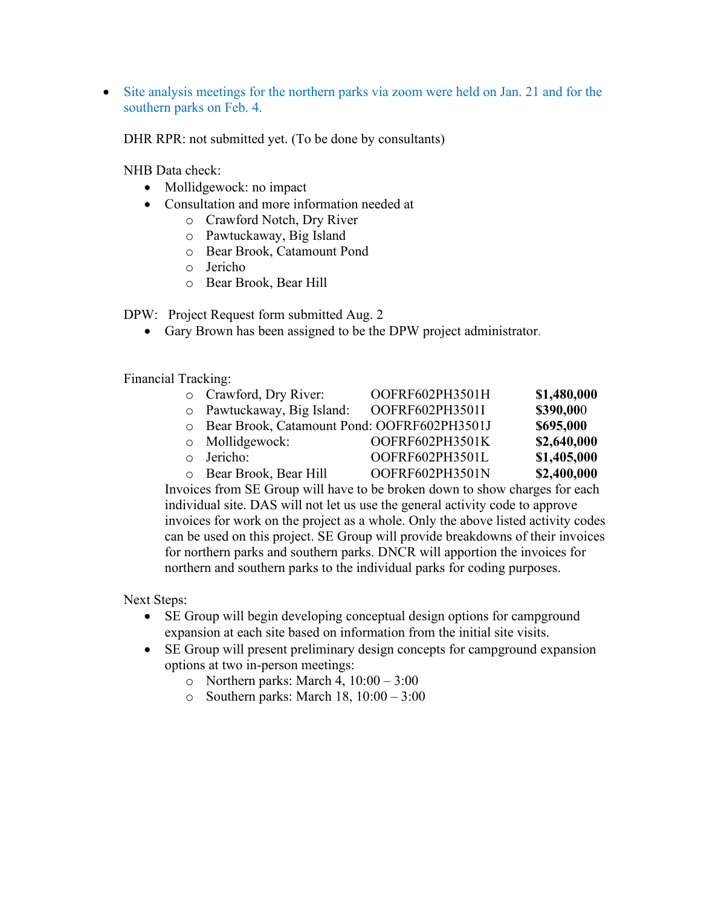- Site analysis meetings for the northern parks via zoom were held on Jan. 21 and for the southern parks on Feb. 4.

DHR RPR: not submitted yet. (To be done by consultants)

NHB Data check:

- Mollidgewock: no impact
- Consultation and more information needed at
  - Crawford Notch, Dry River
  - Pawtuckaway, Big Island
  - Bear Brook, Catamount Pond
  - Jericho
  - Bear Brook, Bear Hill

DPW: Project Request form submitted Aug. 2

- Gary Brown has been assigned to be the DPW project administrator.

Financial Tracking:

| | | |
|---|---|---|
| Crawford, Dry River: | OOFRF602PH3501H | **$1,480,000** |
| Pawtuckaway, Big Island: | OOFRF602PH3501I | **$390,000** |
| Bear Brook, Catamount Pond: | OOFRF602PH3501J | **$695,000** |
| Mollidgewock: | OOFRF602PH3501K | **$2,640,000** |
| Jericho: | OOFRF602PH3501L | **$1,405,000** |
| Bear Brook, Bear Hill | OOFRF602PH3501N | **$2,400,000** |

Invoices from SE Group will have to be broken down to show charges for each individual site. DAS will not let us use the general activity code to approve invoices for work on the project as a whole. Only the above listed activity codes can be used on this project. SE Group will provide breakdowns of their invoices for northern parks and southern parks. DNCR will apportion the invoices for northern and southern parks to the individual parks for coding purposes.

Next Steps:

- SE Group will begin developing conceptual design options for campground expansion at each site based on information from the initial site visits.
- SE Group will present preliminary design concepts for campground expansion options at two in-person meetings:
  - Northern parks: March 4, 10:00 – 3:00
  - Southern parks: March 18, 10:00 – 3:00